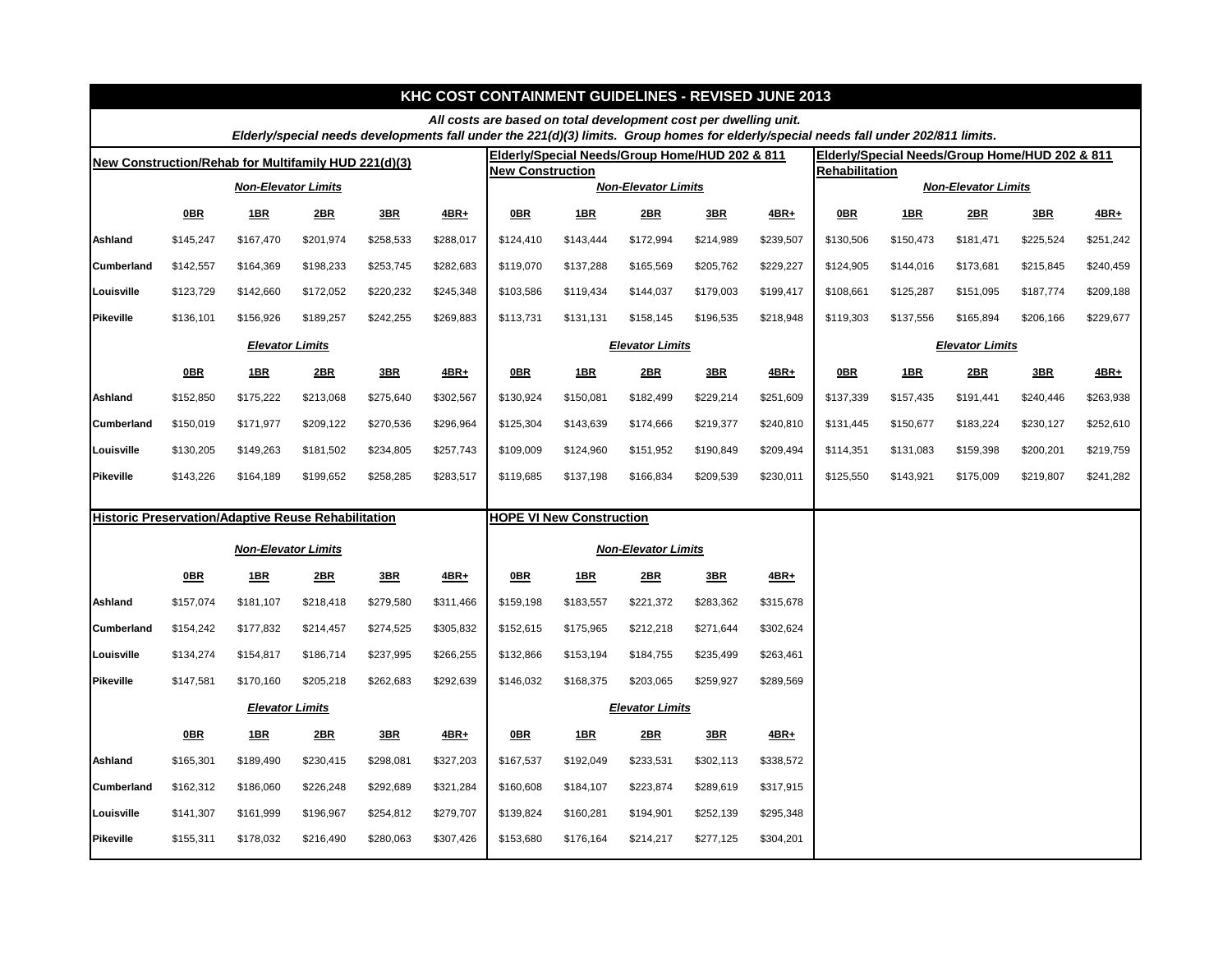# KHC COST CONTAINMENT GUIDELINES - REVISED JUNE 2013

***All costs are based on total development cost per dwelling unit.***

***Elderly/special needs developments fall under the 221(d)(3) limits. Group homes for elderly/special needs fall under 202/811 limits.***

## New Construction/Rehab for Multifamily HUD 221(d)(3)

| | Non-Elevator Limits | | | | |
|---|---|---|---|---|---|
| | 0BR | 1BR | 2BR | 3BR | 4BR+ |
| Ashland | $145,247 | $167,470 | $201,974 | $258,533 | $288,017 |
| Cumberland | $142,557 | $164,369 | $198,233 | $253,745 | $282,683 |
| Louisville | $123,729 | $142,660 | $172,052 | $220,232 | $245,348 |
| Pikeville | $136,101 | $156,926 | $189,257 | $242,255 | $269,883 |
| | **Elevator Limits** | | | | |
| | 0BR | 1BR | 2BR | 3BR | 4BR+ |
| Ashland | $152,850 | $175,222 | $213,068 | $275,640 | $302,567 |
| Cumberland | $150,019 | $171,977 | $209,122 | $270,536 | $296,964 |
| Louisville | $130,205 | $149,263 | $181,502 | $234,805 | $257,743 |
| Pikeville | $143,226 | $164,189 | $199,652 | $258,285 | $283,517 |

## Elderly/Special Needs/Group Home/HUD 202 & 811 New Construction

| | Non-Elevator Limits | | | | |
|---|---|---|---|---|---|
| | 0BR | 1BR | 2BR | 3BR | 4BR+ |
| Ashland | $124,410 | $143,444 | $172,994 | $214,989 | $239,507 |
| Cumberland | $119,070 | $137,288 | $165,569 | $205,762 | $229,227 |
| Louisville | $103,586 | $119,434 | $144,037 | $179,003 | $199,417 |
| Pikeville | $113,731 | $131,131 | $158,145 | $196,535 | $218,948 |
| | **Elevator Limits** | | | | |
| | 0BR | 1BR | 2BR | 3BR | 4BR+ |
| Ashland | $130,924 | $150,081 | $182,499 | $229,214 | $251,609 |
| Cumberland | $125,304 | $143,639 | $174,666 | $219,377 | $240,810 |
| Louisville | $109,009 | $124,960 | $151,952 | $190,849 | $209,494 |
| Pikeville | $119,685 | $137,198 | $166,834 | $209,539 | $230,011 |

## Elderly/Special Needs/Group Home/HUD 202 & 811 Rehabilitation

| | Non-Elevator Limits | | | | |
|---|---|---|---|---|---|
| | 0BR | 1BR | 2BR | 3BR | 4BR+ |
| Ashland | $130,506 | $150,473 | $181,471 | $225,524 | $251,242 |
| Cumberland | $124,905 | $144,016 | $173,681 | $215,845 | $240,459 |
| Louisville | $108,661 | $125,287 | $151,095 | $187,774 | $209,188 |
| Pikeville | $119,303 | $137,556 | $165,894 | $206,166 | $229,677 |
| | **Elevator Limits** | | | | |
| | 0BR | 1BR | 2BR | 3BR | 4BR+ |
| Ashland | $137,339 | $157,435 | $191,441 | $240,446 | $263,938 |
| Cumberland | $131,445 | $150,677 | $183,224 | $230,127 | $252,610 |
| Louisville | $114,351 | $131,083 | $159,398 | $200,201 | $219,759 |
| Pikeville | $125,550 | $143,921 | $175,009 | $219,807 | $241,282 |

## Historic Preservation/Adaptive Reuse Rehabilitation

| | Non-Elevator Limits | | | | |
|---|---|---|---|---|---|
| | 0BR | 1BR | 2BR | 3BR | 4BR+ |
| Ashland | $157,074 | $181,107 | $218,418 | $279,580 | $311,466 |
| Cumberland | $154,242 | $177,832 | $214,457 | $274,525 | $305,832 |
| Louisville | $134,274 | $154,817 | $186,714 | $237,995 | $266,255 |
| Pikeville | $147,581 | $170,160 | $205,218 | $262,683 | $292,639 |
| | **Elevator Limits** | | | | |
| | 0BR | 1BR | 2BR | 3BR | 4BR+ |
| Ashland | $165,301 | $189,490 | $230,415 | $298,081 | $327,203 |
| Cumberland | $162,312 | $186,060 | $226,248 | $292,689 | $321,284 |
| Louisville | $141,307 | $161,999 | $196,967 | $254,812 | $279,707 |
| Pikeville | $155,311 | $178,032 | $216,490 | $280,063 | $307,426 |

## HOPE VI New Construction

| | Non-Elevator Limits | | | | |
|---|---|---|---|---|---|
| | 0BR | 1BR | 2BR | 3BR | 4BR+ |
| Ashland | $159,198 | $183,557 | $221,372 | $283,362 | $315,678 |
| Cumberland | $152,615 | $175,965 | $212,218 | $271,644 | $302,624 |
| Louisville | $132,866 | $153,194 | $184,755 | $235,499 | $263,461 |
| Pikeville | $146,032 | $168,375 | $203,065 | $259,927 | $289,569 |
| | **Elevator Limits** | | | | |
| | 0BR | 1BR | 2BR | 3BR | 4BR+ |
| Ashland | $167,537 | $192,049 | $233,531 | $302,113 | $338,572 |
| Cumberland | $160,608 | $184,107 | $223,874 | $289,619 | $317,915 |
| Louisville | $139,824 | $160,281 | $194,901 | $252,139 | $295,348 |
| Pikeville | $153,680 | $176,164 | $214,217 | $277,125 | $304,201 |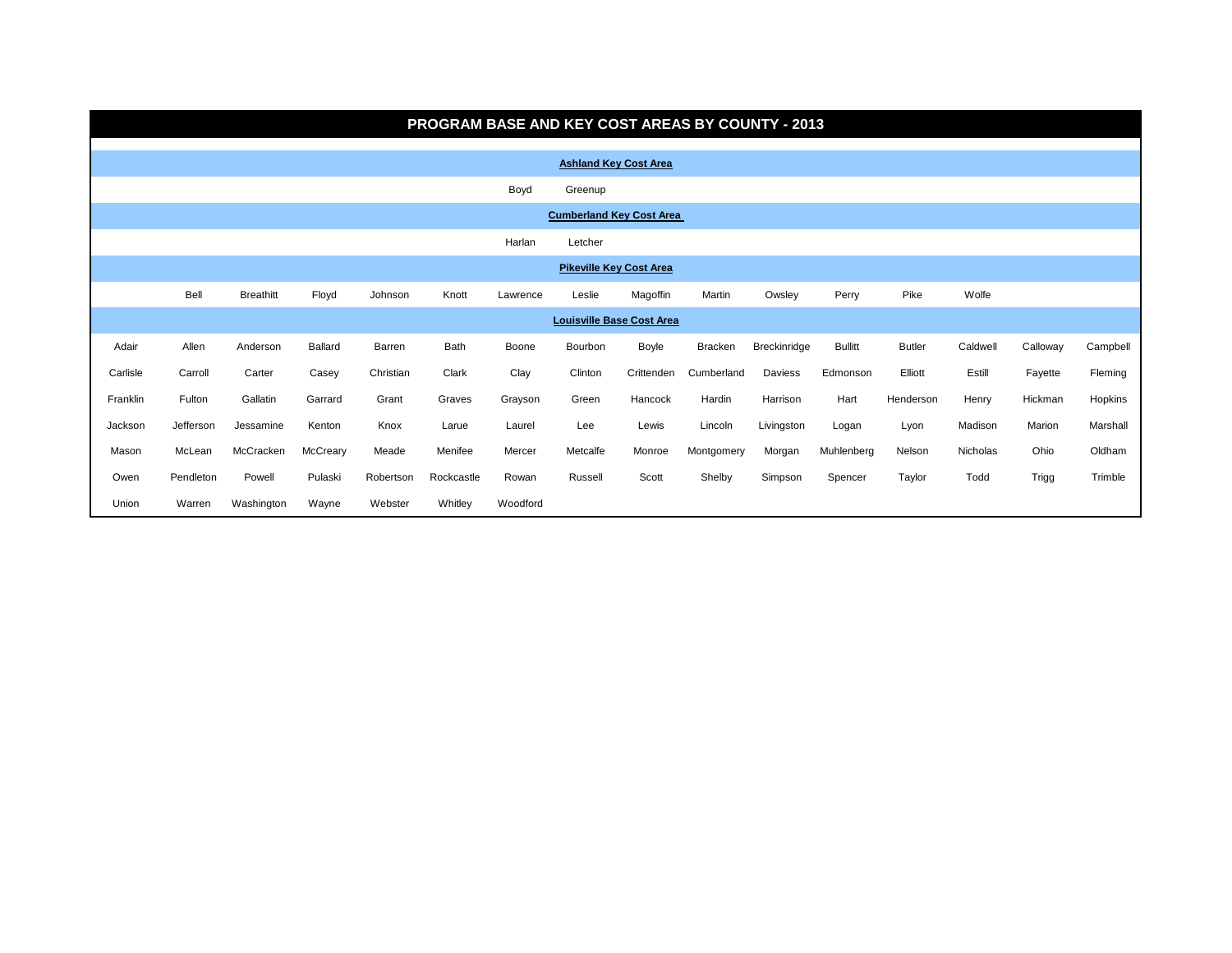## PROGRAM BASE AND KEY COST AREAS BY COUNTY - 2013

### Ashland Key Cost Area

| | |
|---|---|
| Boyd | Greenup |

### Cumberland Key Cost Area

| | |
|---|---|
| Harlan | Letcher |

### Pikeville Key Cost Area

| | | | | | | | | | | | | |
|---|---|---|---|---|---|---|---|---|---|---|---|---|
| Bell | Breathitt | Floyd | Johnson | Knott | Lawrence | Leslie | Magoffin | Martin | Owsley | Perry | Pike | Wolfe |

### Louisville Base Cost Area

| | | | | | | | | | | | | | | | |
|---|---|---|---|---|---|---|---|---|---|---|---|---|---|---|---|
| Adair | Allen | Anderson | Ballard | Barren | Bath | Boone | Bourbon | Boyle | Bracken | Breckinridge | Bullitt | Butler | Caldwell | Calloway | Campbell |
| Carlisle | Carroll | Carter | Casey | Christian | Clark | Clay | Clinton | Crittenden | Cumberland | Daviess | Edmonson | Elliott | Estill | Fayette | Fleming |
| Franklin | Fulton | Gallatin | Garrard | Grant | Graves | Grayson | Green | Hancock | Hardin | Harrison | Hart | Henderson | Henry | Hickman | Hopkins |
| Jackson | Jefferson | Jessamine | Kenton | Knox | Larue | Laurel | Lee | Lewis | Lincoln | Livingston | Logan | Lyon | Madison | Marion | Marshall |
| Mason | McLean | McCracken | McCreary | Meade | Menifee | Mercer | Metcalfe | Monroe | Montgomery | Morgan | Muhlenberg | Nelson | Nicholas | Ohio | Oldham |
| Owen | Pendleton | Powell | Pulaski | Robertson | Rockcastle | Rowan | Russell | Scott | Shelby | Simpson | Spencer | Taylor | Todd | Trigg | Trimble |
| Union | Warren | Washington | Wayne | Webster | Whitley | Woodford | | | | | | | | | |